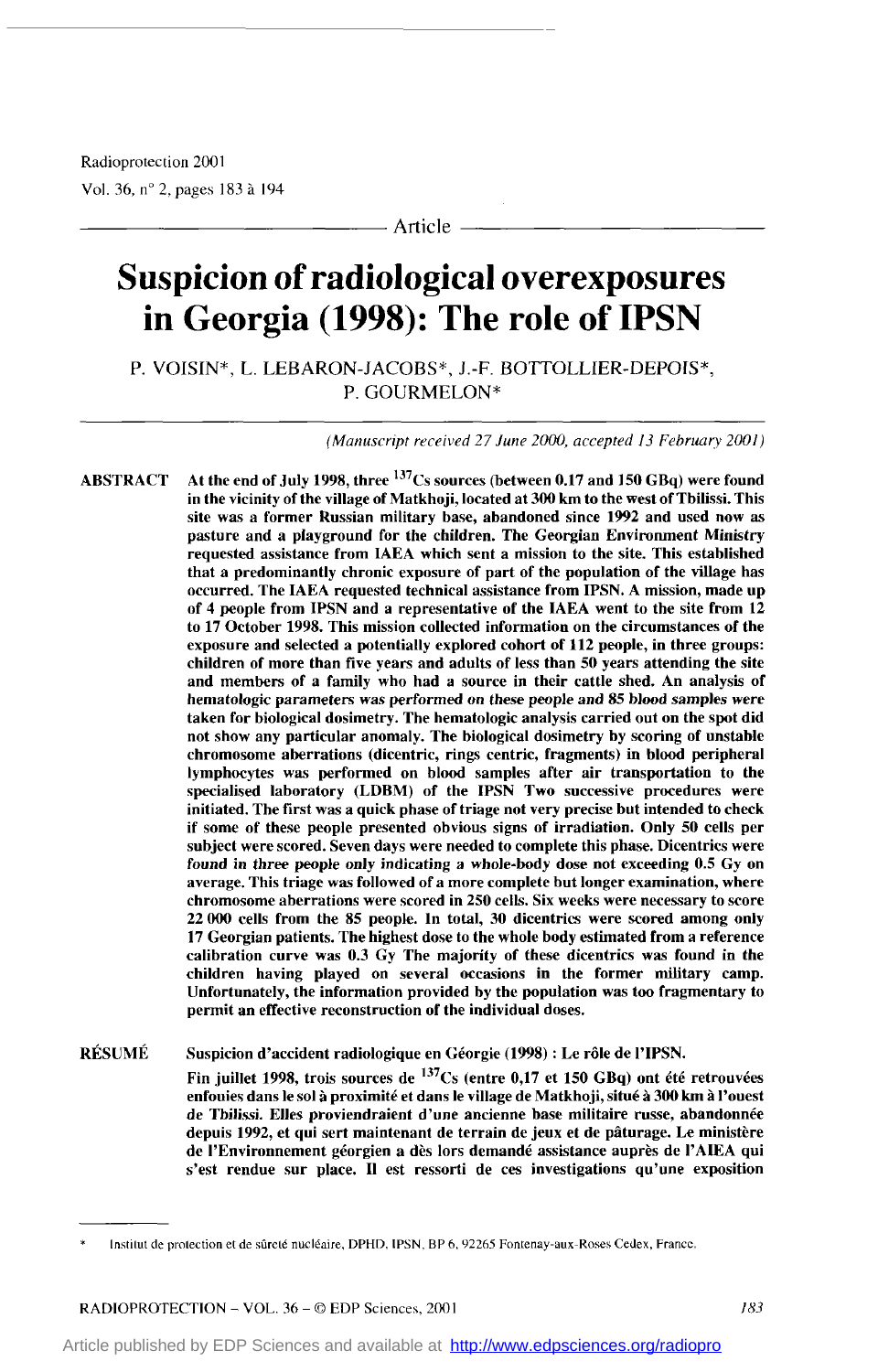Article

# Suspicion of radiological overexposures in Georgia (1998): The role of IPSN

P. VOISIN*, L. LEBARON-JACOBS*, J.-F. BOTTOLLIER-DEPOIS*, P. GOURMELON*

*(Manuscript received 27 June 2000, accepted 13 February 2001)*

**ABSTRACT** At the end of July 1998, three $^{137}Cs$ sources (between 0.17 and 150 GBq) were found in the vicinity of the village of Matkhoji, located at 300 km to the west of Tbilissi. This site was a former Russian military base, abandoned since 1992 and used now as pasture and a playground for the children. The Georgian Environment Ministry requested assistance from IAEA which sent a mission to the site. This established that a predominantly chronic exposure of part of the population of the village has occurred. The IAEA requested technical assistance from IPSN. A mission, made up of 4 people from IPSN and a representative of the IAEA went to the site from 12 to 17 October 1998. This mission collected information on the circumstances of the exposure and selected a potentially explored cohort of 112 people, in three groups: children of more than five years and adults of less than 50 years attending the site and members of a family who had a source in their cattle shed. An analysis of hematologic parameters was performed on these people and 85 blood samples were taken for biological dosimetry. The hematologic analysis carried out on the spot did not show any particular anomaly. The biological dosimetry by scoring of unstable chromosome aberrations (dicentric, rings centric, fragments) in blood peripheral lymphocytes was performed on blood samples after air transportation to the specialised laboratory (LDBM) of the IPSN Two successive procedures were initiated. The first was a quick phase of triage not very precise but intended to check if some of these people presented obvious signs of irradiation. Only 50 cells per subject were scored. Seven days were needed to complete this phase. Dicentrics were found in three people only indicating a whole-body dose not exceeding 0.5 Gy on average. This triage was followed of a more complete but longer examination, where chromosome aberrations were scored in 250 cells. Six weeks were necessary to score 22 000 cells from the 85 people. In total, 30 dicentrics were scored among only 17 Georgian patients. The highest dose to the whole body estimated from a reference calibration curve was 0.3 Gy The majority of these dicentrics was found in the children having played on several occasions in the former military camp. Unfortunately, the information provided by the population was too fragmentary to permit an effective reconstruction of the individual doses.

**RÉSUMÉ** Suspicion d'accident radiologique en Géorgie (1998) : Le rôle de l'IPSN.

Fin juillet 1998, trois sources de $^{137}Cs$ (entre 0,17 et 150 GBq) ont été retrouvées enfouies dans le sol à proximité et dans le village de Matkhoji, situé à 300 km à l'ouest de Tbilissi. Elles proviendraient d'une ancienne base militaire russe, abandonnée depuis 1992, et qui sert maintenant de terrain de jeux et de pâturage. Le ministère de l'Environnement géorgien a dès lors demandé assistance auprès de l'AIEA qui s'est rendue sur place. Il est ressorti de ces investigations qu'une exposition

\* Institut de protection et de sûreté nucléaire, DPHD, IPSN, BP 6, 92265 Fontenay-aux-Roses Cedex, France.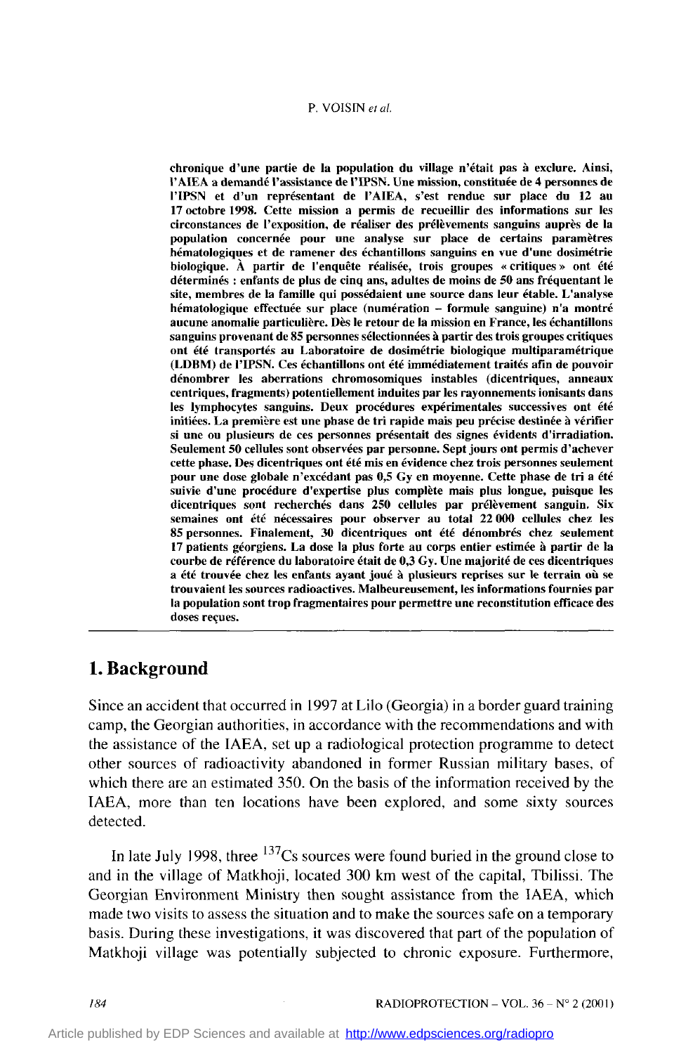**chronique d'une partie de la population du village n'était pas à exclure. Ainsi, l'AIEA a demandé l'assistance de l'IPSN. Une mission, constituée de 4 personnes de l'IPSN et d'un représentant de l'AIEA, s'est rendue sur place du 12 au 17 octobre 1998. Cette mission a permis de recueillir des informations sur les circonstances de l'exposition, de réaliser des prélèvements sanguins auprès de la population concernée pour une analyse sur place de certains paramètres hématologiques et de ramener des échantillons sanguins en vue d'une dosimétrie biologique. À partir de l'enquête réalisée, trois groupes « critiques » ont été déterminés : enfants de plus de cinq ans, adultes de moins de 50 ans fréquentant le site, membres de la famille qui possédaient une source dans leur étable. L'analyse hématologique effectuée sur place (numération – formule sanguine) n'a montré aucune anomalie particulière. Dès le retour de la mission en France, les échantillons sanguins provenant de 85 personnes sélectionnées à partir des trois groupes critiques ont été transportés au Laboratoire de dosimétrie biologique multiparamétrique (LDBM) de l'IPSN. Ces échantillons ont été immédiatement traités afin de pouvoir dénombrer les aberrations chromosomiques instables (dicentriques, anneaux centriques, fragments) potentiellement induites par les rayonnements ionisants dans les lymphocytes sanguins. Deux procédures expérimentales successives ont été initiées. La première est une phase de tri rapide mais peu précise destinée à vérifier si une ou plusieurs de ces personnes présentait des signes évidents d'irradiation. Seulement 50 cellules sont observées par personne. Sept jours ont permis d'achever cette phase. Des dicentriques ont été mis en évidence chez trois personnes seulement pour une dose globale n'excédant pas 0,5 Gy en moyenne. Cette phase de tri a été suivie d'une procédure d'expertise plus complète mais plus longue, puisque les dicentriques sont recherchés dans 250 cellules par prélèvement sanguin. Six semaines ont été nécessaires pour observer au total 22 000 cellules chez les 85 personnes. Finalement, 30 dicentriques ont été dénombrés chez seulement 17 patients géorgiens. La dose la plus forte au corps entier estimée à partir de la courbe de référence du laboratoire était de 0,3 Gy. Une majorité de ces dicentriques a été trouvée chez les enfants ayant joué à plusieurs reprises sur le terrain où se trouvaient les sources radioactives. Malheureusement, les informations fournies par la population sont trop fragmentaires pour permettre une reconstitution efficace des doses reçues.**

---

# 1. Background

Since an accident that occurred in 1997 at Lilo (Georgia) in a border guard training camp, the Georgian authorities, in accordance with the recommendations and with the assistance of the IAEA, set up a radiological protection programme to detect other sources of radioactivity abandoned in former Russian military bases, of which there are an estimated 350. On the basis of the information received by the IAEA, more than ten locations have been explored, and some sixty sources detected.

In late July 1998, three $^{137}$Cs sources were found buried in the ground close to and in the village of Matkhoji, located 300 km west of the capital, Tbilissi. The Georgian Environment Ministry then sought assistance from the IAEA, which made two visits to assess the situation and to make the sources safe on a temporary basis. During these investigations, it was discovered that part of the population of Matkhoji village was potentially subjected to chronic exposure. Furthermore,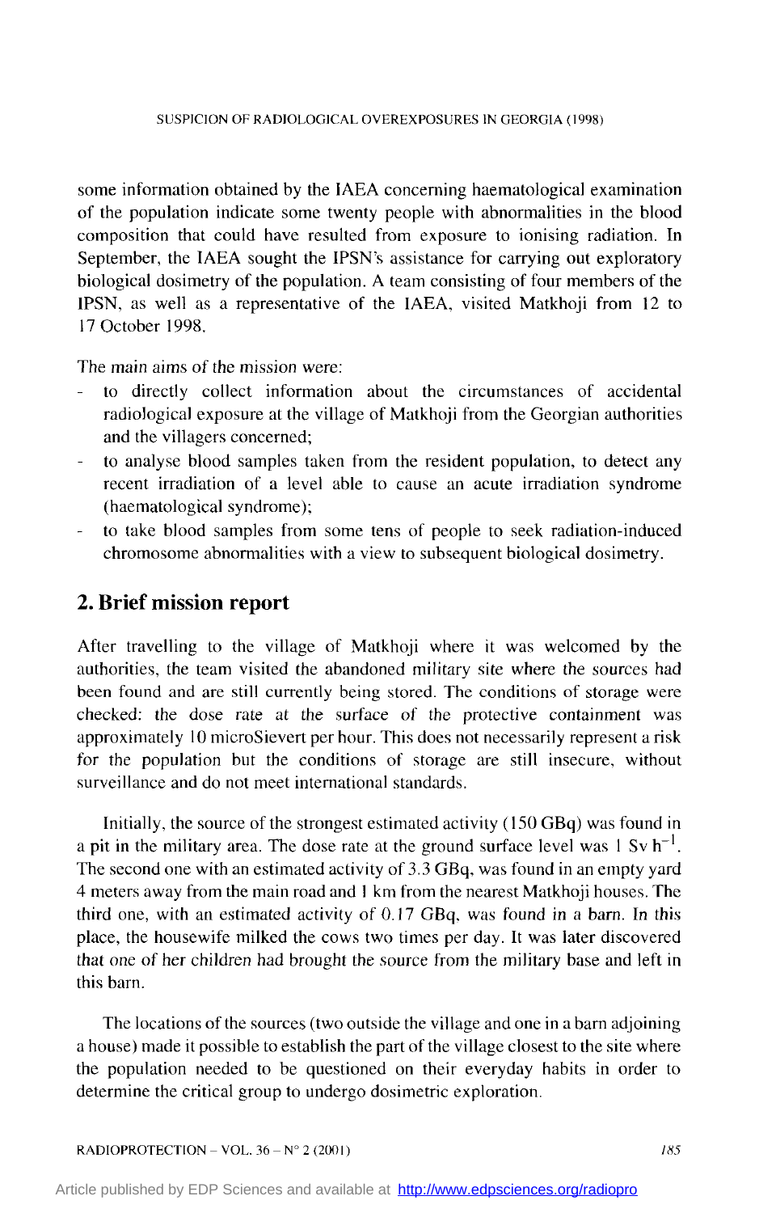some information obtained by the IAEA concerning haematological examination of the population indicate some twenty people with abnormalities in the blood composition that could have resulted from exposure to ionising radiation. In September, the IAEA sought the IPSN's assistance for carrying out exploratory biological dosimetry of the population. A team consisting of four members of the IPSN, as well as a representative of the IAEA, visited Matkhoji from 12 to 17 October 1998.

The main aims of the mission were:

- to directly collect information about the circumstances of accidental radiological exposure at the village of Matkhoji from the Georgian authorities and the villagers concerned;
- to analyse blood samples taken from the resident population, to detect any recent irradiation of a level able to cause an acute irradiation syndrome (haematological syndrome);
- to take blood samples from some tens of people to seek radiation-induced chromosome abnormalities with a view to subsequent biological dosimetry.

## 2. Brief mission report

After travelling to the village of Matkhoji where it was welcomed by the authorities, the team visited the abandoned military site where the sources had been found and are still currently being stored. The conditions of storage were checked: the dose rate at the surface of the protective containment was approximately 10 microSievert per hour. This does not necessarily represent a risk for the population but the conditions of storage are still insecure, without surveillance and do not meet international standards.

Initially, the source of the strongest estimated activity (150 GBq) was found in a pit in the military area. The dose rate at the ground surface level was 1 Sv $h^{-1}$. The second one with an estimated activity of 3.3 GBq, was found in an empty yard 4 meters away from the main road and 1 km from the nearest Matkhoji houses. The third one, with an estimated activity of 0.17 GBq, was found in a barn. In this place, the housewife milked the cows two times per day. It was later discovered that one of her children had brought the source from the military base and left in this barn.

The locations of the sources (two outside the village and one in a barn adjoining a house) made it possible to establish the part of the village closest to the site where the population needed to be questioned on their everyday habits in order to determine the critical group to undergo dosimetric exploration.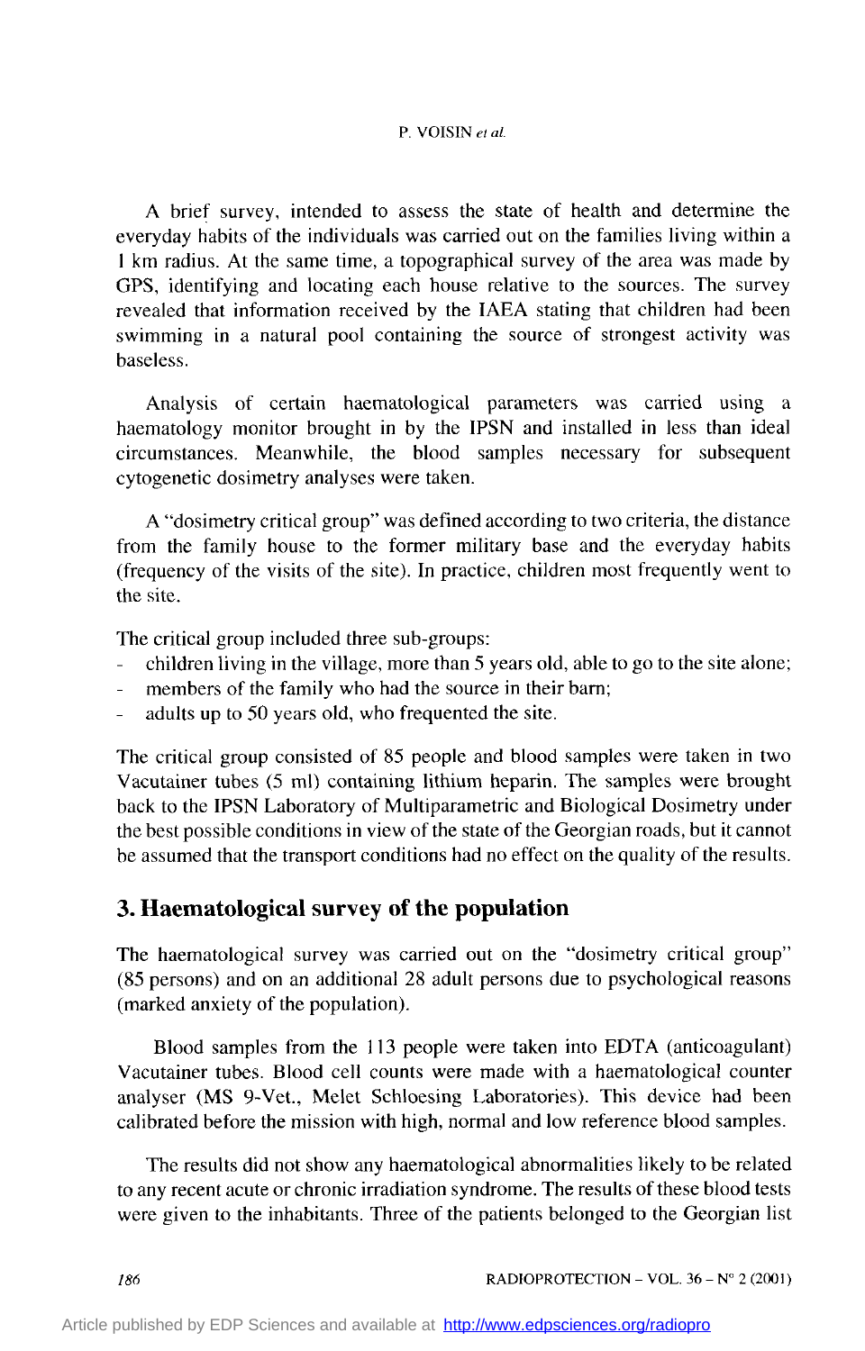A brief survey, intended to assess the state of health and determine the everyday habits of the individuals was carried out on the families living within a 1 km radius. At the same time, a topographical survey of the area was made by GPS, identifying and locating each house relative to the sources. The survey revealed that information received by the IAEA stating that children had been swimming in a natural pool containing the source of strongest activity was baseless.

Analysis of certain haematological parameters was carried using a haematology monitor brought in by the IPSN and installed in less than ideal circumstances. Meanwhile, the blood samples necessary for subsequent cytogenetic dosimetry analyses were taken.

A "dosimetry critical group" was defined according to two criteria, the distance from the family house to the former military base and the everyday habits (frequency of the visits of the site). In practice, children most frequently went to the site.

The critical group included three sub-groups:

- children living in the village, more than 5 years old, able to go to the site alone;
- members of the family who had the source in their barn;
- adults up to 50 years old, who frequented the site.

The critical group consisted of 85 people and blood samples were taken in two Vacutainer tubes (5 ml) containing lithium heparin. The samples were brought back to the IPSN Laboratory of Multiparametric and Biological Dosimetry under the best possible conditions in view of the state of the Georgian roads, but it cannot be assumed that the transport conditions had no effect on the quality of the results.

## 3. Haematological survey of the population

The haematological survey was carried out on the "dosimetry critical group" (85 persons) and on an additional 28 adult persons due to psychological reasons (marked anxiety of the population).

Blood samples from the 113 people were taken into EDTA (anticoagulant) Vacutainer tubes. Blood cell counts were made with a haematological counter analyser (MS 9-Vet., Melet Schloesing Laboratories). This device had been calibrated before the mission with high, normal and low reference blood samples.

The results did not show any haematological abnormalities likely to be related to any recent acute or chronic irradiation syndrome. The results of these blood tests were given to the inhabitants. Three of the patients belonged to the Georgian list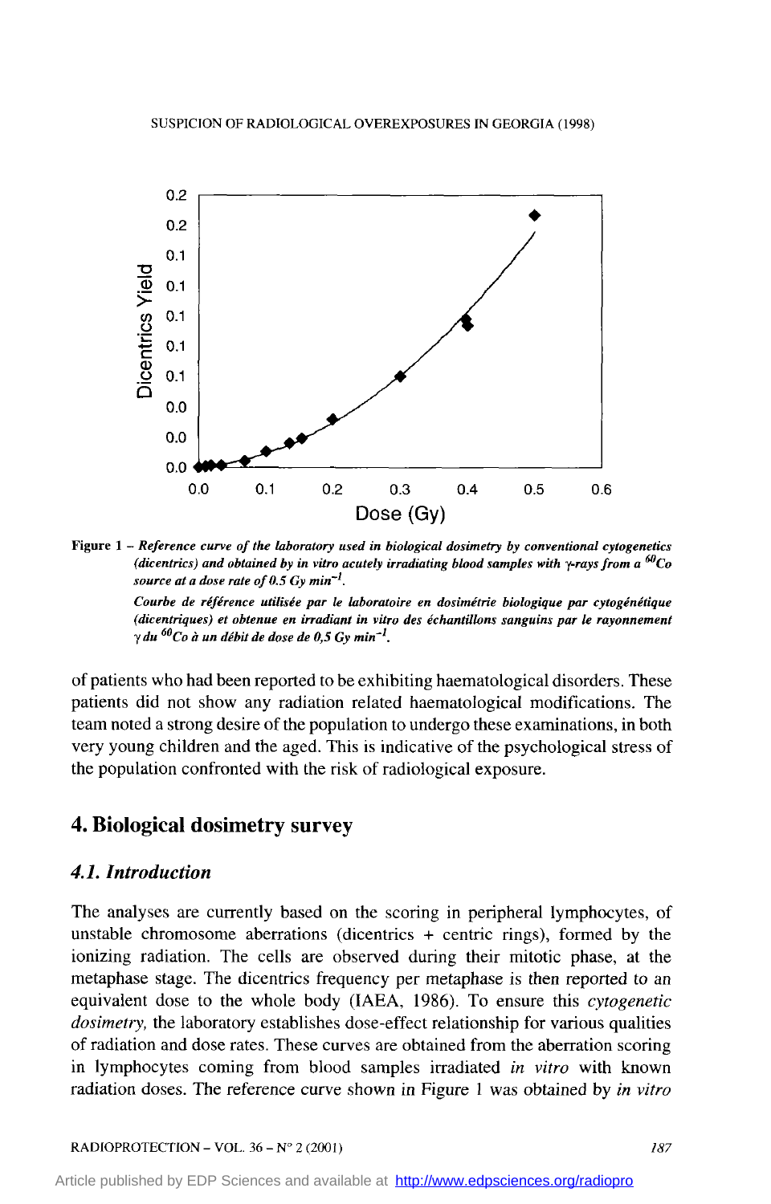Dicentrics Yield

0.2
0.2
0.1
0.1
0.1
0.1
0.1
0.0
0.0
0.0

0.0 0.1 0.2 0.3 0.4 0.5 0.6

Dose (Gy)

**Figure 1** – *Reference curve of the laboratory used in biological dosimetry by conventional cytogenetics (dicentrics) and obtained by in vitro acutely irradiating blood samples with γ-rays from a $^{60}$Co source at a dose rate of 0.5 Gy min$^{-1}$.*

*Courbe de référence utilisée par le laboratoire en dosimétrie biologique par cytogénétique (dicentriques) et obtenue en irradiant in vitro des échantillons sanguins par le rayonnement γ du $^{60}$Co à un débit de dose de 0,5 Gy min$^{-1}$.*

of patients who had been reported to be exhibiting haematological disorders. These patients did not show any radiation related haematological modifications. The team noted a strong desire of the population to undergo these examinations, in both very young children and the aged. This is indicative of the psychological stress of the population confronted with the risk of radiological exposure.

## 4. Biological dosimetry survey

### *4.1. Introduction*

The analyses are currently based on the scoring in peripheral lymphocytes, of unstable chromosome aberrations (dicentrics + centric rings), formed by the ionizing radiation. The cells are observed during their mitotic phase, at the metaphase stage. The dicentrics frequency per metaphase is then reported to an equivalent dose to the whole body (IAEA, 1986). To ensure this *cytogenetic dosimetry,* the laboratory establishes dose-effect relationship for various qualities of radiation and dose rates. These curves are obtained from the aberration scoring in lymphocytes coming from blood samples irradiated *in vitro* with known radiation doses. The reference curve shown in Figure 1 was obtained by *in vitro*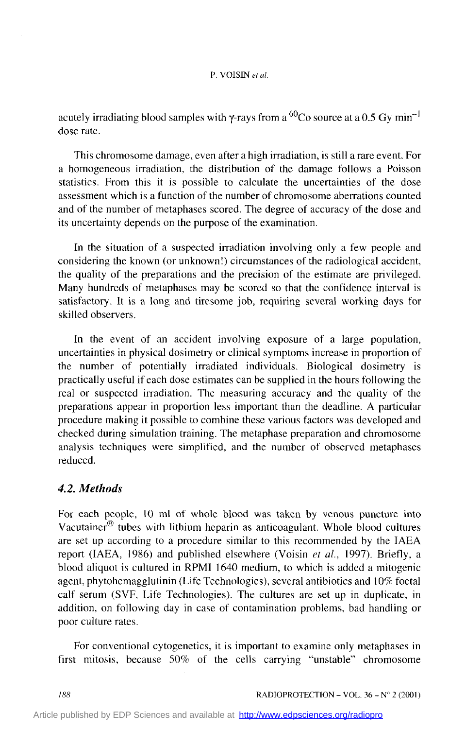acutely irradiating blood samples with γ-rays from a $^{60}$Co source at a 0.5 Gy min$^{-1}$ dose rate.

This chromosome damage, even after a high irradiation, is still a rare event. For a homogeneous irradiation, the distribution of the damage follows a Poisson statistics. From this it is possible to calculate the uncertainties of the dose assessment which is a function of the number of chromosome aberrations counted and of the number of metaphases scored. The degree of accuracy of the dose and its uncertainty depends on the purpose of the examination.

In the situation of a suspected irradiation involving only a few people and considering the known (or unknown!) circumstances of the radiological accident, the quality of the preparations and the precision of the estimate are privileged. Many hundreds of metaphases may be scored so that the confidence interval is satisfactory. It is a long and tiresome job, requiring several working days for skilled observers.

In the event of an accident involving exposure of a large population, uncertainties in physical dosimetry or clinical symptoms increase in proportion of the number of potentially irradiated individuals. Biological dosimetry is practically useful if each dose estimates can be supplied in the hours following the real or suspected irradiation. The measuring accuracy and the quality of the preparations appear in proportion less important than the deadline. A particular procedure making it possible to combine these various factors was developed and checked during simulation training. The metaphase preparation and chromosome analysis techniques were simplified, and the number of observed metaphases reduced.

### *4.2. Methods*

For each people, 10 ml of whole blood was taken by venous puncture into Vacutainer® tubes with lithium heparin as anticoagulant. Whole blood cultures are set up according to a procedure similar to this recommended by the IAEA report (IAEA, 1986) and published elsewhere (Voisin *et al.*, 1997). Briefly, a blood aliquot is cultured in RPMI 1640 medium, to which is added a mitogenic agent, phytohemagglutinin (Life Technologies), several antibiotics and 10% foetal calf serum (SVF, Life Technologies). The cultures are set up in duplicate, in addition, on following day in case of contamination problems, bad handling or poor culture rates.

For conventional cytogenetics, it is important to examine only metaphases in first mitosis, because 50% of the cells carrying "unstable" chromosome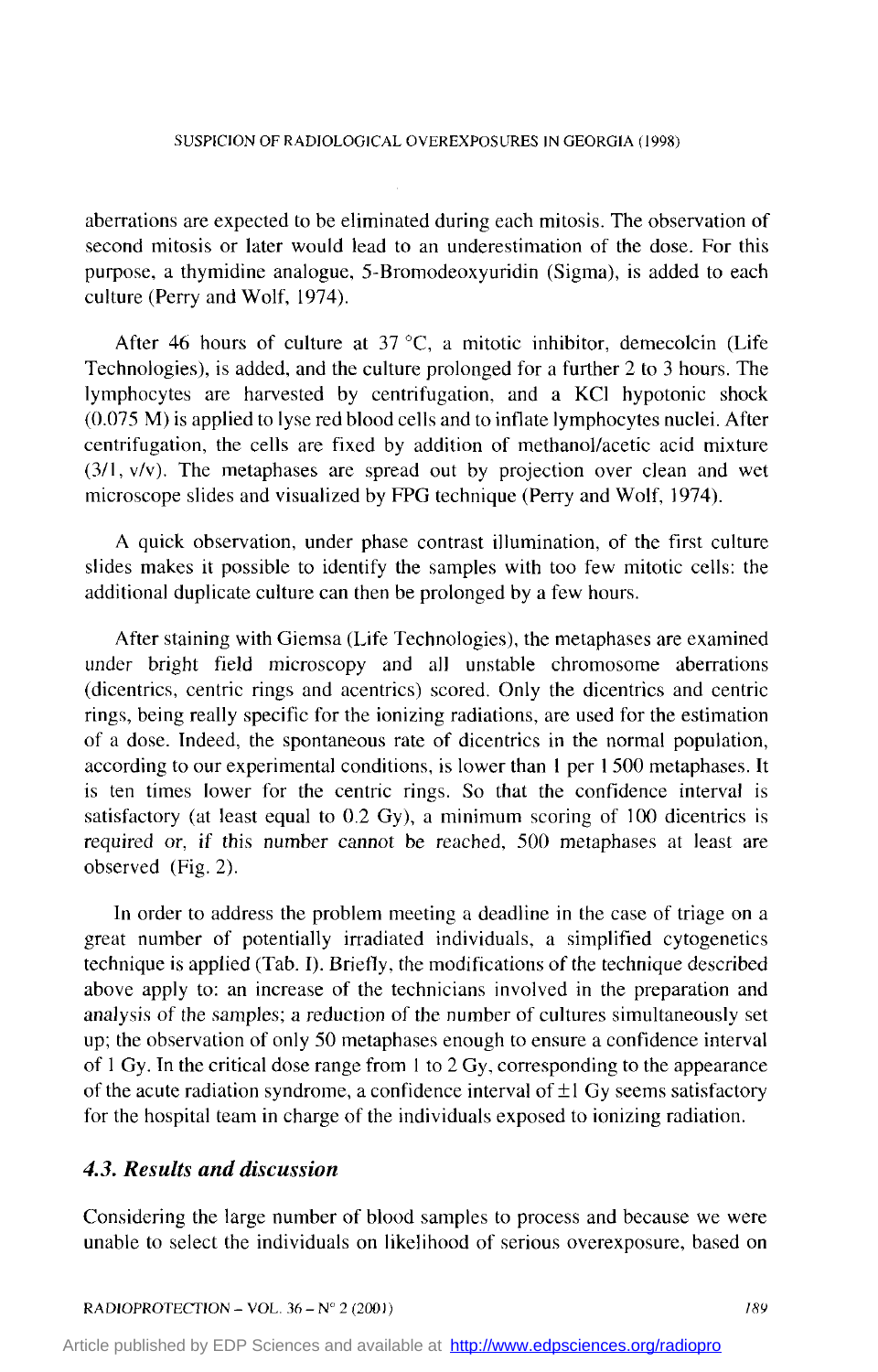aberrations are expected to be eliminated during each mitosis. The observation of second mitosis or later would lead to an underestimation of the dose. For this purpose, a thymidine analogue, 5-Bromodeoxyuridin (Sigma), is added to each culture (Perry and Wolf, 1974).

After 46 hours of culture at 37 °C, a mitotic inhibitor, demecolcin (Life Technologies), is added, and the culture prolonged for a further 2 to 3 hours. The lymphocytes are harvested by centrifugation, and a KCl hypotonic shock (0.075 M) is applied to lyse red blood cells and to inflate lymphocytes nuclei. After centrifugation, the cells are fixed by addition of methanol/acetic acid mixture (3/1, v/v). The metaphases are spread out by projection over clean and wet microscope slides and visualized by FPG technique (Perry and Wolf, 1974).

A quick observation, under phase contrast illumination, of the first culture slides makes it possible to identify the samples with too few mitotic cells: the additional duplicate culture can then be prolonged by a few hours.

After staining with Giemsa (Life Technologies), the metaphases are examined under bright field microscopy and all unstable chromosome aberrations (dicentrics, centric rings and acentrics) scored. Only the dicentrics and centric rings, being really specific for the ionizing radiations, are used for the estimation of a dose. Indeed, the spontaneous rate of dicentrics in the normal population, according to our experimental conditions, is lower than 1 per 1 500 metaphases. It is ten times lower for the centric rings. So that the confidence interval is satisfactory (at least equal to 0.2 Gy), a minimum scoring of 100 dicentrics is required or, if this number cannot be reached, 500 metaphases at least are observed (Fig. 2).

In order to address the problem meeting a deadline in the case of triage on a great number of potentially irradiated individuals, a simplified cytogenetics technique is applied (Tab. I). Briefly, the modifications of the technique described above apply to: an increase of the technicians involved in the preparation and analysis of the samples; a reduction of the number of cultures simultaneously set up; the observation of only 50 metaphases enough to ensure a confidence interval of 1 Gy. In the critical dose range from 1 to 2 Gy, corresponding to the appearance of the acute radiation syndrome, a confidence interval of ±1 Gy seems satisfactory for the hospital team in charge of the individuals exposed to ionizing radiation.

### *4.3. Results and discussion*

Considering the large number of blood samples to process and because we were unable to select the individuals on likelihood of serious overexposure, based on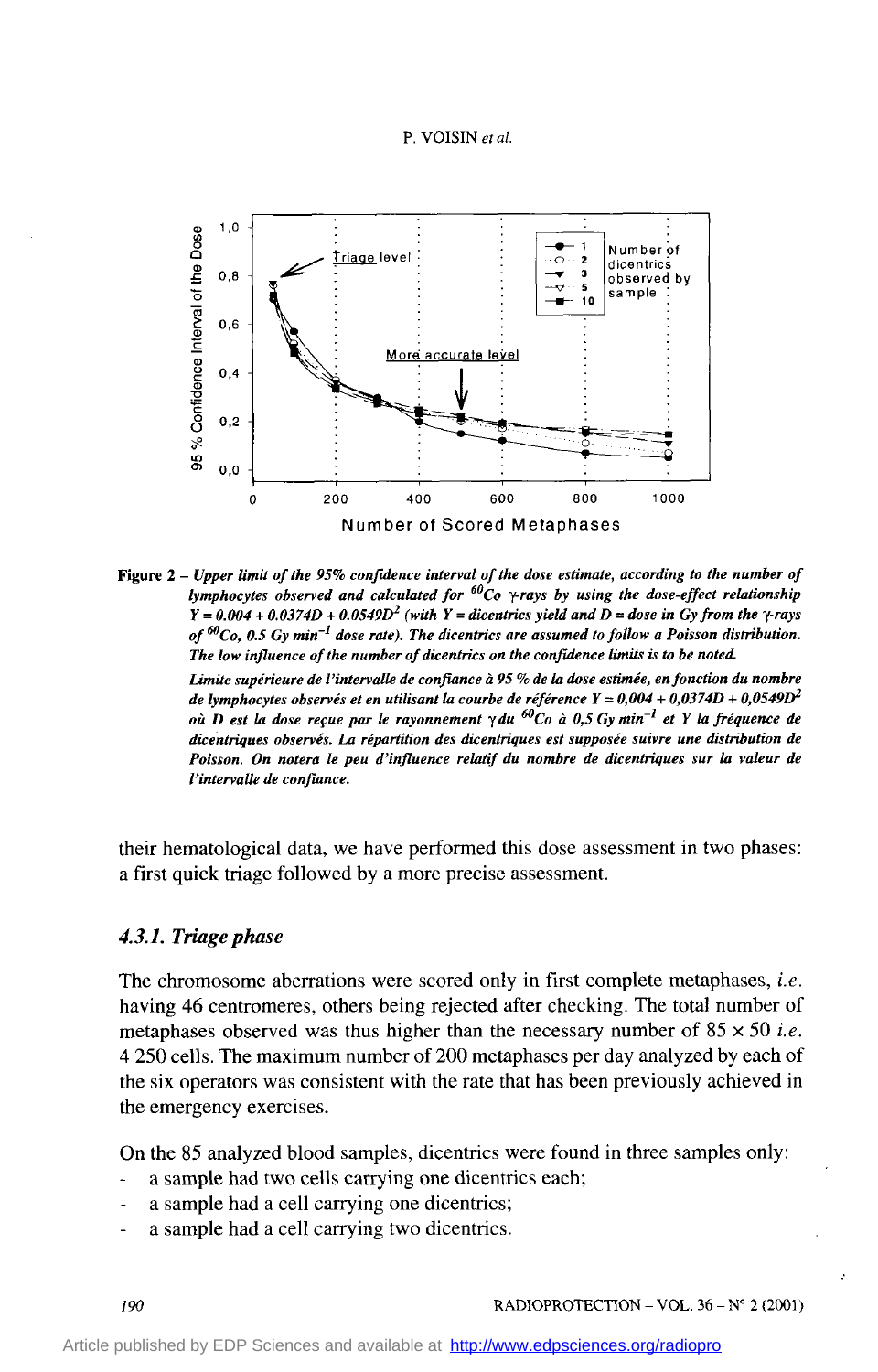95 % Confidence Interval of the Dose

1,0
0,8
0,6
0,4
0,2
0,0

Triage level

More accurate level

1
2
3
5
10

Number of dicentrics observed by sample

0
200
400
600
800
1000

Number of Scored Metaphases

**Figure 2** – *Upper limit of the 95% confidence interval of the dose estimate, according to the number of lymphocytes observed and calculated for $^{60}Co$ γ-rays by using the dose-effect relationship $Y = 0.004 + 0.0374D + 0.0549D^2$ (with Y = dicentrics yield and D = dose in Gy from the γ-rays of $^{60}Co$, 0.5 Gy $min^{-1}$ dose rate). The dicentrics are assumed to follow a Poisson distribution. The low influence of the number of dicentrics on the confidence limits is to be noted.*

*Limite supérieure de l'intervalle de confiance à 95 % de la dose estimée, en fonction du nombre de lymphocytes observés et en utilisant la courbe de référence $Y = 0,004 + 0,0374D + 0,0549D^2$ où D est la dose reçue par le rayonnement γ du $^{60}Co$ à 0,5 Gy $min^{-1}$ et Y la fréquence de dicentriques observés. La répartition des dicentriques est supposée suivre une distribution de Poisson. On notera le peu d'influence relatif du nombre de dicentriques sur la valeur de l'intervalle de confiance.*

their hematological data, we have performed this dose assessment in two phases: a first quick triage followed by a more precise assessment.

### *4.3.1. Triage phase*

The chromosome aberrations were scored only in first complete metaphases, *i.e.* having 46 centromeres, others being rejected after checking. The total number of metaphases observed was thus higher than the necessary number of 85 × 50 *i.e.* 4 250 cells. The maximum number of 200 metaphases per day analyzed by each of the six operators was consistent with the rate that has been previously achieved in the emergency exercises.

On the 85 analyzed blood samples, dicentrics were found in three samples only:

- a sample had two cells carrying one dicentrics each;
- a sample had a cell carrying one dicentrics;
- a sample had a cell carrying two dicentrics.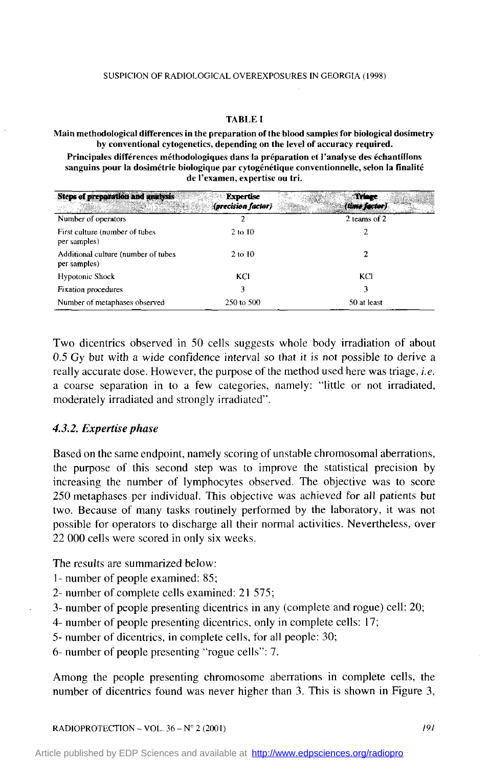**TABLE I**

**Main methodological differences in the preparation of the blood samples for biological dosimetry by conventional cytogenetics, depending on the level of accuracy required.**

**Principales différences méthodologiques dans la préparation et l'analyse des échantillons sanguins pour la dosimétrie biologique par cytogénétique conventionnelle, selon la finalité de l'examen, expertise ou tri.**

| Steps of preparation and analysis | Expertise (*precision factor*) | Triage (*time factor*) |
|---|---|---|
| Number of operators | 2 | 2 teams of 2 |
| First culture (number of tubes per samples) | 2 to 10 | 2 |
| Additional culture (number of tubes per samples) | 2 to 10 | 2 |
| Hypotonic Shock | KCl | KCl |
| Fixation procedures | 3 | 3 |
| Number of metaphases observed | 250 to 500 | 50 at least |

Two dicentrics observed in 50 cells suggests whole body irradiation of about 0.5 Gy but with a wide confidence interval so that it is not possible to derive a really accurate dose. However, the purpose of the method used here was triage, *i.e.* a coarse separation in to a few categories, namely: "little or not irradiated, moderately irradiated and strongly irradiated".

### *4.3.2. Expertise phase*

Based on the same endpoint, namely scoring of unstable chromosomal aberrations, the purpose of this second step was to improve the statistical precision by increasing the number of lymphocytes observed. The objective was to score 250 metaphases per individual. This objective was achieved for all patients but two. Because of many tasks routinely performed by the laboratory, it was not possible for operators to discharge all their normal activities. Nevertheless, over 22 000 cells were scored in only six weeks.

The results are summarized below:

1- number of people examined: 85;
2- number of complete cells examined: 21 575;
3- number of people presenting dicentrics in any (complete and rogue) cell: 20;
4- number of people presenting dicentrics, only in complete cells: 17;
5- number of dicentrics, in complete cells, for all people: 30;
6- number of people presenting "rogue cells": 7.

Among the people presenting chromosome aberrations in complete cells, the number of dicentrics found was never higher than 3. This is shown in Figure 3,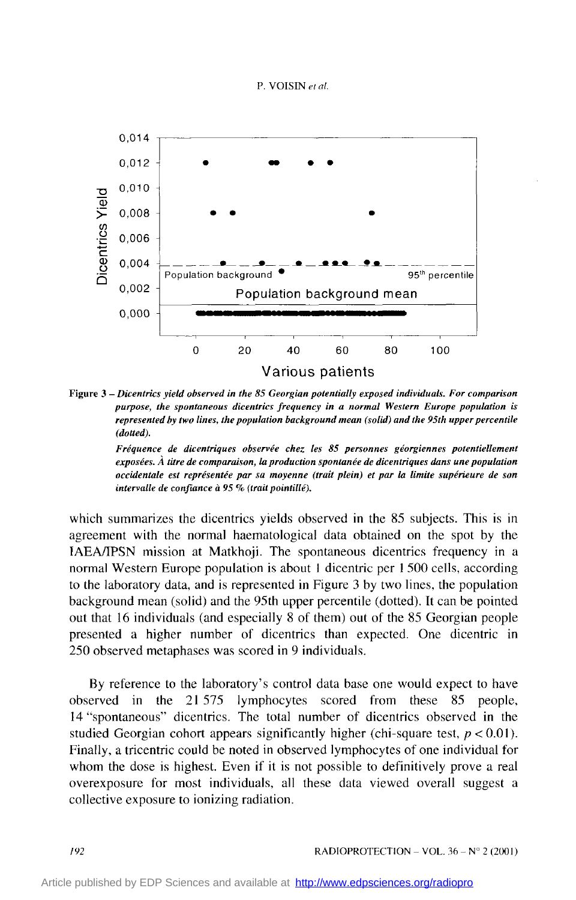0,014
0,012
0,010
0,008
0,006
0,004
0,002
0,000

Dicentrics Yield

Population background

95th percentile

Population background mean

0
20
40
60
80
100

Various patients

**Figure 3** – ***Dicentrics yield observed in the 85 Georgian potentially exposed individuals. For comparison purpose, the spontaneous dicentrics frequency in a normal Western Europe population is represented by two lines, the population background mean (solid) and the 95th upper percentile (dotted).***

***Fréquence de dicentriques observée chez les 85 personnes géorgiennes potentiellement exposées. À titre de comparaison, la production spontanée de dicentriques dans une population occidentale est représentée par sa moyenne (trait plein) et par la limite supérieure de son intervalle de confiance à 95 % (trait pointillé).***

which summarizes the dicentrics yields observed in the 85 subjects. This is in agreement with the normal haematological data obtained on the spot by the IAEA/IPSN mission at Matkhoji. The spontaneous dicentrics frequency in a normal Western Europe population is about 1 dicentric per 1 500 cells, according to the laboratory data, and is represented in Figure 3 by two lines, the population background mean (solid) and the 95th upper percentile (dotted). It can be pointed out that 16 individuals (and especially 8 of them) out of the 85 Georgian people presented a higher number of dicentrics than expected. One dicentric in 250 observed metaphases was scored in 9 individuals.

By reference to the laboratory's control data base one would expect to have observed in the 21 575 lymphocytes scored from these 85 people, 14 "spontaneous" dicentrics. The total number of dicentrics observed in the studied Georgian cohort appears significantly higher (chi-square test, $p < 0.01$). Finally, a tricentric could be noted in observed lymphocytes of one individual for whom the dose is highest. Even if it is not possible to definitively prove a real overexposure for most individuals, all these data viewed overall suggest a collective exposure to ionizing radiation.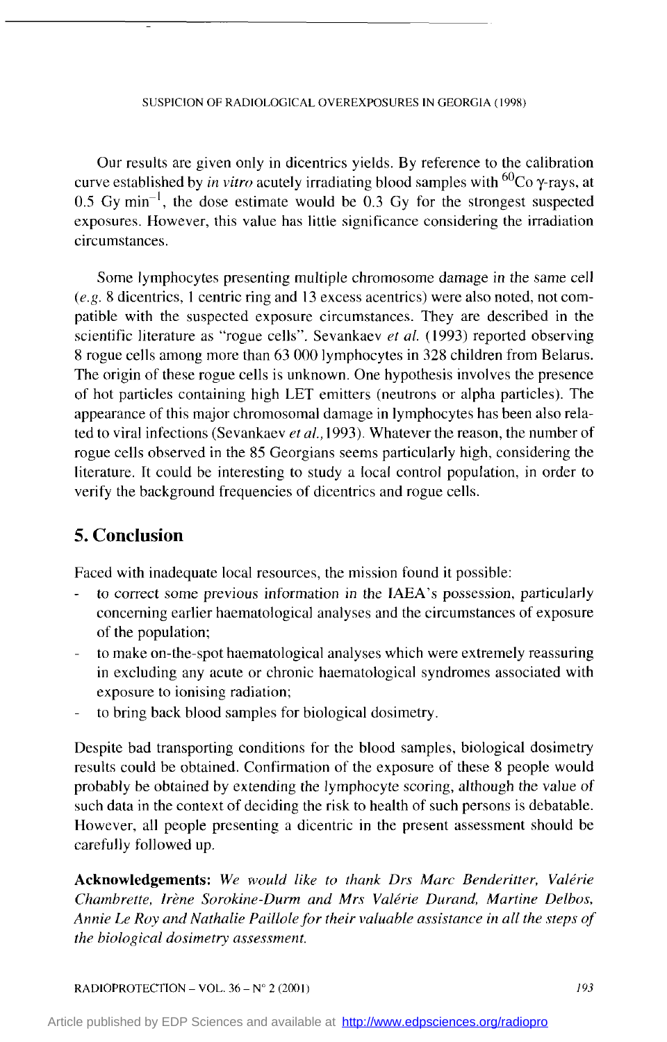Our results are given only in dicentrics yields. By reference to the calibration curve established by *in vitro* acutely irradiating blood samples with $^{60}$Co γ-rays, at 0.5 Gy min$^{-1}$, the dose estimate would be 0.3 Gy for the strongest suspected exposures. However, this value has little significance considering the irradiation circumstances.

Some lymphocytes presenting multiple chromosome damage in the same cell (*e.g.* 8 dicentrics, 1 centric ring and 13 excess acentrics) were also noted, not compatible with the suspected exposure circumstances. They are described in the scientific literature as "rogue cells". Sevankaev *et al.* (1993) reported observing 8 rogue cells among more than 63 000 lymphocytes in 328 children from Belarus. The origin of these rogue cells is unknown. One hypothesis involves the presence of hot particles containing high LET emitters (neutrons or alpha particles). The appearance of this major chromosomal damage in lymphocytes has been also related to viral infections (Sevankaev *et al.*, 1993). Whatever the reason, the number of rogue cells observed in the 85 Georgians seems particularly high, considering the literature. It could be interesting to study a local control population, in order to verify the background frequencies of dicentrics and rogue cells.

## 5. Conclusion

Faced with inadequate local resources, the mission found it possible:

- to correct some previous information in the IAEA's possession, particularly concerning earlier haematological analyses and the circumstances of exposure of the population;
- to make on-the-spot haematological analyses which were extremely reassuring in excluding any acute or chronic haematological syndromes associated with exposure to ionising radiation;
- to bring back blood samples for biological dosimetry.

Despite bad transporting conditions for the blood samples, biological dosimetry results could be obtained. Confirmation of the exposure of these 8 people would probably be obtained by extending the lymphocyte scoring, although the value of such data in the context of deciding the risk to health of such persons is debatable. However, all people presenting a dicentric in the present assessment should be carefully followed up.

**Acknowledgements:** *We would like to thank Drs Marc Benderitter, Valérie Chambrette, Irène Sorokine-Durm and Mrs Valérie Durand, Martine Delbos, Annie Le Roy and Nathalie Paillole for their valuable assistance in all the steps of the biological dosimetry assessment.*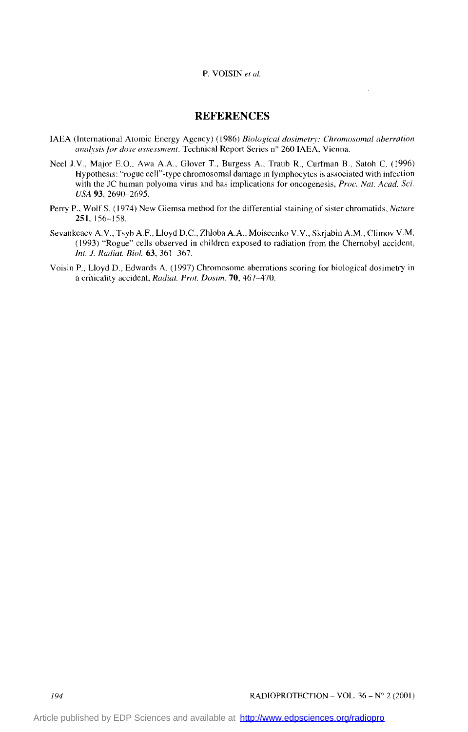## REFERENCES

IAEA (International Atomic Energy Agency) (1986) *Biological dosimetry: Chromosomal aberration analysis for dose assessment.* Technical Report Series n° 260 IAEA, Vienna.

Neel J.V., Major E.O., Awa A.A., Glover T., Burgess A., Traub R., Curfman B., Satoh C. (1996) Hypothesis: "rogue cell"-type chromosomal damage in lymphocytes is associated with infection with the JC human polyoma virus and has implications for oncogenesis, *Proc. Nat. Acad. Sci. USA* **93**, 2690–2695.

Perry P., Wolf S. (1974) New Giemsa method for the differential staining of sister chromatids, *Nature* **251**, 156–158.

Sevankeaev A.V., Tsyb A.F., Lloyd D.C., Zhloba A.A., Moiseenko V.V., Skrjabin A.M., Climov V.M. (1993) "Rogue" cells observed in children exposed to radiation from the Chernobyl accident, *Int. J. Radiat. Biol.* **63**, 361–367.

Voisin P., Lloyd D., Edwards A. (1997) Chromosome aberrations scoring for biological dosimetry in a criticality accident, *Radiat. Prot. Dosim.* **70**, 467–470.